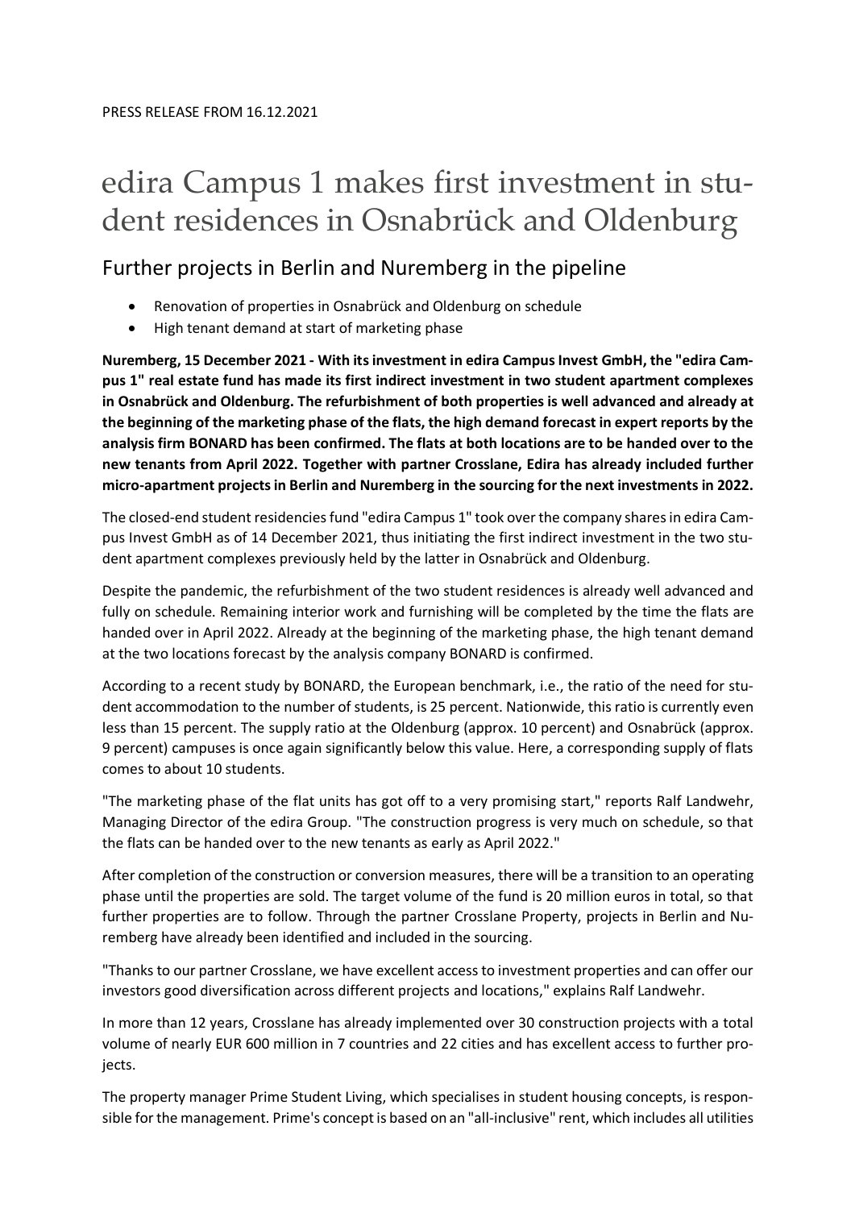PRESS RELEASE FROM 16.12.2021

# edira Campus 1 makes first investment in student residences in Osnabrück and Oldenburg

## Further projects in Berlin and Nuremberg in the pipeline

- Renovation of properties in Osnabrück and Oldenburg on schedule
- High tenant demand at start of marketing phase

**Nuremberg, 15 December 2021 - With its investment in edira Campus Invest GmbH, the "edira Campus 1" real estate fund has made its first indirect investment in two student apartment complexes in Osnabrück and Oldenburg. The refurbishment of both properties is well advanced and already at the beginning of the marketing phase of the flats, the high demand forecast in expert reports by the analysis firm BONARD has been confirmed. The flats at both locations are to be handed over to the new tenants from April 2022. Together with partner Crosslane, Edira has already included further micro-apartment projects in Berlin and Nuremberg in the sourcing for the next investments in 2022.**

The closed-end student residencies fund "edira Campus 1" took over the company shares in edira Campus Invest GmbH as of 14 December 2021, thus initiating the first indirect investment in the two student apartment complexes previously held by the latter in Osnabrück and Oldenburg.

Despite the pandemic, the refurbishment of the two student residences is already well advanced and fully on schedule. Remaining interior work and furnishing will be completed by the time the flats are handed over in April 2022. Already at the beginning of the marketing phase, the high tenant demand at the two locations forecast by the analysis company BONARD is confirmed.

According to a recent study by BONARD, the European benchmark, i.e., the ratio of the need for student accommodation to the number of students, is 25 percent. Nationwide, this ratio is currently even less than 15 percent. The supply ratio at the Oldenburg (approx. 10 percent) and Osnabrück (approx. 9 percent) campuses is once again significantly below this value. Here, a corresponding supply of flats comes to about 10 students.

"The marketing phase of the flat units has got off to a very promising start," reports Ralf Landwehr, Managing Director of the edira Group. "The construction progress is very much on schedule, so that the flats can be handed over to the new tenants as early as April 2022."

After completion of the construction or conversion measures, there will be a transition to an operating phase until the properties are sold. The target volume of the fund is 20 million euros in total, so that further properties are to follow. Through the partner Crosslane Property, projects in Berlin and Nuremberg have already been identified and included in the sourcing.

"Thanks to our partner Crosslane, we have excellent access to investment properties and can offer our investors good diversification across different projects and locations," explains Ralf Landwehr.

In more than 12 years, Crosslane has already implemented over 30 construction projects with a total volume of nearly EUR 600 million in 7 countries and 22 cities and has excellent access to further projects.

The property manager Prime Student Living, which specialises in student housing concepts, is responsible for the management. Prime's concept is based on an "all-inclusive" rent, which includes all utilities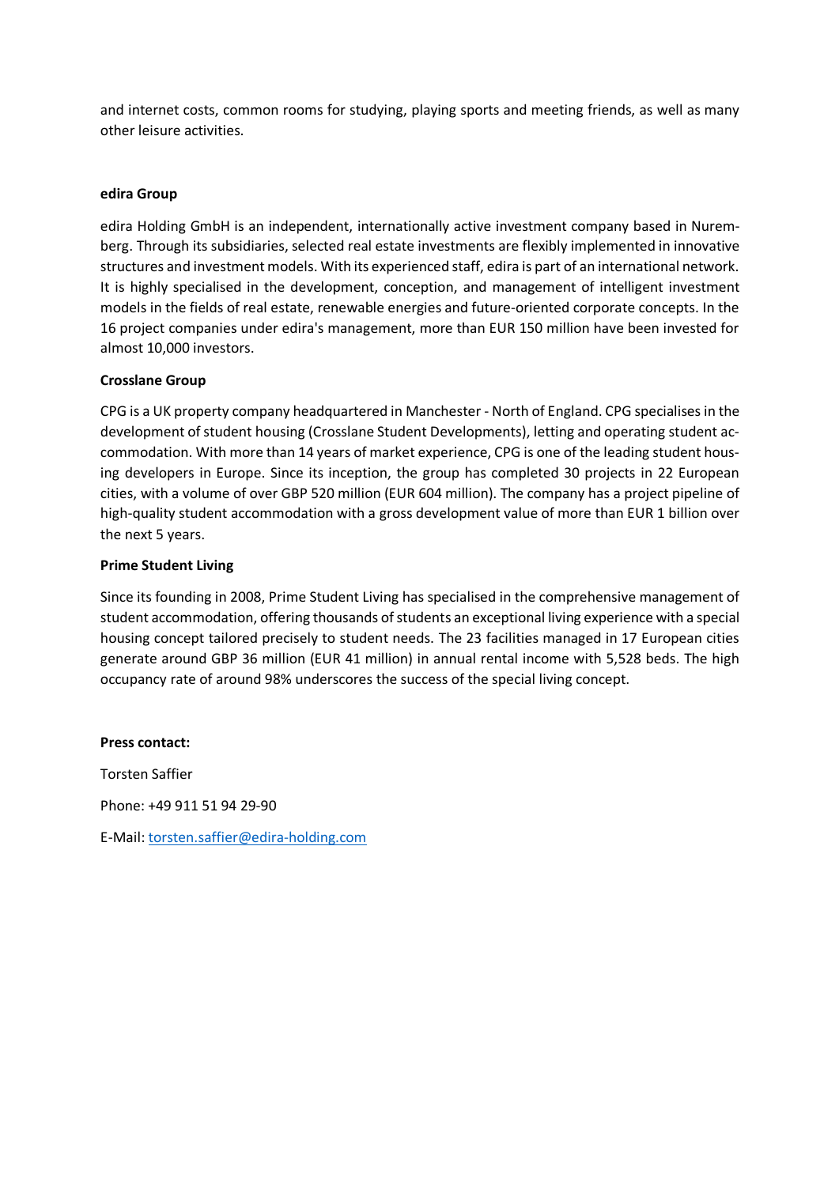and internet costs, common rooms for studying, playing sports and meeting friends, as well as many other leisure activities.

**edira Group**

edira Holding GmbH is an independent, internationally active investment company based in Nuremberg. Through its subsidiaries, selected real estate investments are flexibly implemented in innovative structures and investment models. With its experienced staff, edira is part of an international network. It is highly specialised in the development, conception, and management of intelligent investment models in the fields of real estate, renewable energies and future-oriented corporate concepts. In the 16 project companies under edira's management, more than EUR 150 million have been invested for almost 10,000 investors.

**Crosslane Group**

CPG is a UK property company headquartered in Manchester - North of England. CPG specialises in the development of student housing (Crosslane Student Developments), letting and operating student accommodation. With more than 14 years of market experience, CPG is one of the leading student housing developers in Europe. Since its inception, the group has completed 30 projects in 22 European cities, with a volume of over GBP 520 million (EUR 604 million). The company has a project pipeline of high-quality student accommodation with a gross development value of more than EUR 1 billion over the next 5 years.

**Prime Student Living**

Since its founding in 2008, Prime Student Living has specialised in the comprehensive management of student accommodation, offering thousands of students an exceptional living experience with a special housing concept tailored precisely to student needs. The 23 facilities managed in 17 European cities generate around GBP 36 million (EUR 41 million) in annual rental income with 5,528 beds. The high occupancy rate of around 98% underscores the success of the special living concept.

**Press contact:**

Torsten Saffier

Phone: +49 911 51 94 29-90

E-Mail: torsten.saffier@edira-holding.com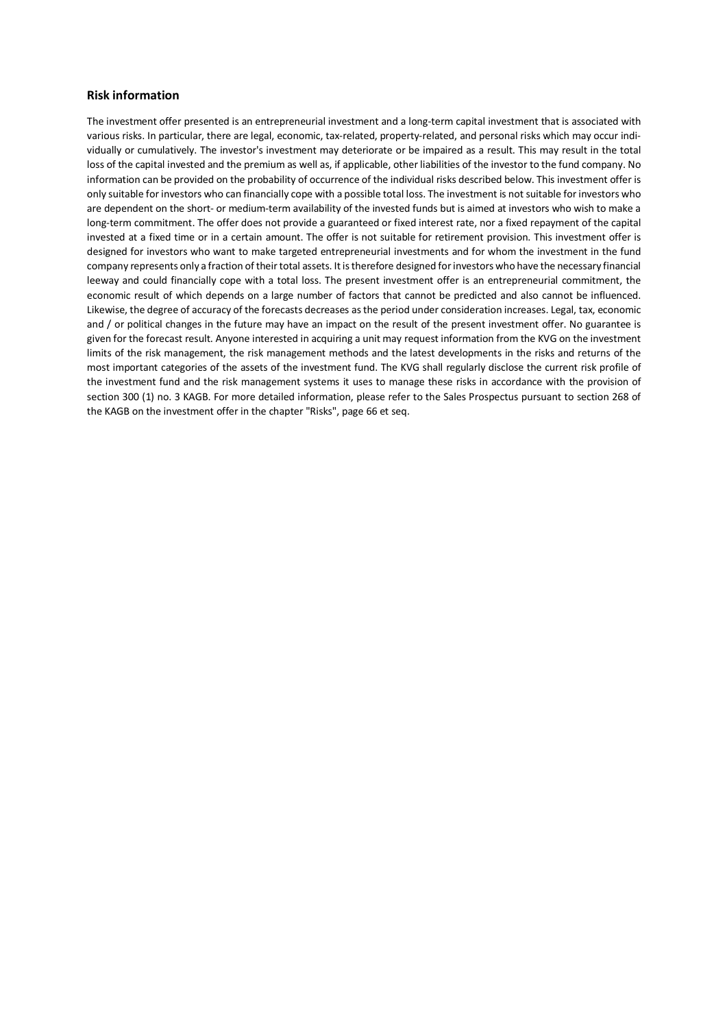## Risk information

The investment offer presented is an entrepreneurial investment and a long-term capital investment that is associated with various risks. In particular, there are legal, economic, tax-related, property-related, and personal risks which may occur individually or cumulatively. The investor's investment may deteriorate or be impaired as a result. This may result in the total loss of the capital invested and the premium as well as, if applicable, other liabilities of the investor to the fund company. No information can be provided on the probability of occurrence of the individual risks described below. This investment offer is only suitable for investors who can financially cope with a possible total loss. The investment is not suitable for investors who are dependent on the short- or medium-term availability of the invested funds but is aimed at investors who wish to make a long-term commitment. The offer does not provide a guaranteed or fixed interest rate, nor a fixed repayment of the capital invested at a fixed time or in a certain amount. The offer is not suitable for retirement provision. This investment offer is designed for investors who want to make targeted entrepreneurial investments and for whom the investment in the fund company represents only a fraction of their total assets. It is therefore designed for investors who have the necessary financial leeway and could financially cope with a total loss. The present investment offer is an entrepreneurial commitment, the economic result of which depends on a large number of factors that cannot be predicted and also cannot be influenced. Likewise, the degree of accuracy of the forecasts decreases as the period under consideration increases. Legal, tax, economic and / or political changes in the future may have an impact on the result of the present investment offer. No guarantee is given for the forecast result. Anyone interested in acquiring a unit may request information from the KVG on the investment limits of the risk management, the risk management methods and the latest developments in the risks and returns of the most important categories of the assets of the investment fund. The KVG shall regularly disclose the current risk profile of the investment fund and the risk management systems it uses to manage these risks in accordance with the provision of section 300 (1) no. 3 KAGB. For more detailed information, please refer to the Sales Prospectus pursuant to section 268 of the KAGB on the investment offer in the chapter "Risks", page 66 et seq.